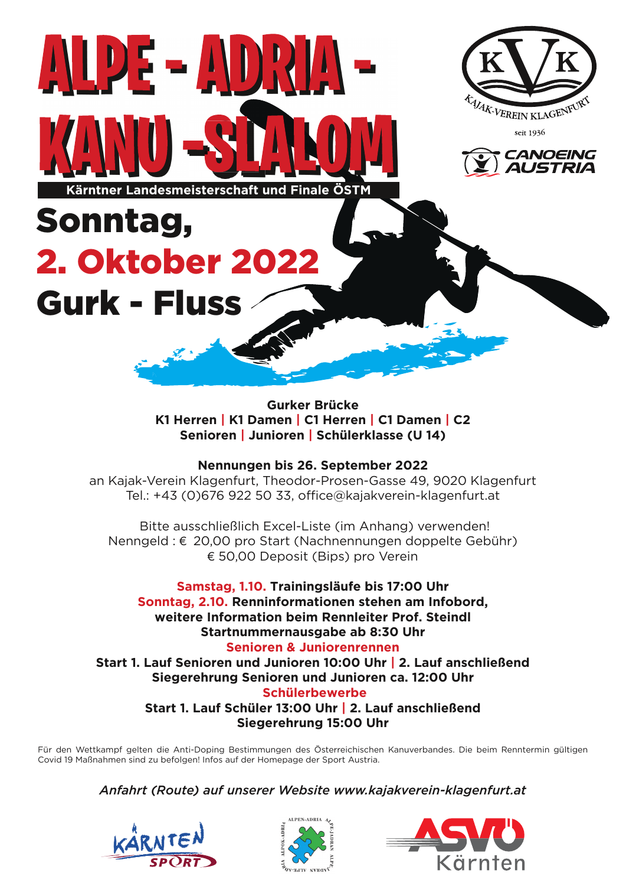# ALPE - ADRIA - KANU - SLALOM

**Kärntner Landesmeisterschaft und Finale ÖSTM**

KAJAK-VEREIN KLAGENFURT seit 1936

CANOEING AUSTRIA

## Sonntag,
## 2. Oktober 2022
## Gurk - Fluss

**Gurker Brücke**
**K1 Herren | K1 Damen | C1 Herren | C1 Damen | C2**
**Senioren | Junioren | Schülerklasse (U 14)**

**Nennungen bis 26. September 2022**
an Kajak-Verein Klagenfurt, Theodor-Prosen-Gasse 49, 9020 Klagenfurt
Tel.: +43 (0)676 922 50 33, office@kajakverein-klagenfurt.at

Bitte ausschließlich Excel-Liste (im Anhang) verwenden!
Nenngeld : € 20,00 pro Start (Nachnennungen doppelte Gebühr)
€ 50,00 Deposit (Bips) pro Verein

**Samstag, 1.10. Trainingsläufe bis 17:00 Uhr**
**Sonntag, 2.10. Renninformationen stehen am Infobord,**
**weitere Information beim Rennleiter Prof. Steindl**
**Startnummernausgabe ab 8:30 Uhr**
**Senioren & Juniorenrennen**
**Start 1. Lauf Senioren und Junioren 10:00 Uhr | 2. Lauf anschließend**
**Siegerehrung Senioren und Junioren ca. 12:00 Uhr**
**Schülerbewerbe**
**Start 1. Lauf Schüler 13:00 Uhr | 2. Lauf anschließend**
**Siegerehrung 15:00 Uhr**

Für den Wettkampf gelten die Anti-Doping Bestimmungen des Österreichischen Kanuverbandes. Die beim Renntermin gültigen Covid 19 Maßnahmen sind zu befolgen! Infos auf der Homepage der Sport Austria.

*Anfahrt (Route) auf unserer Website www.kajakverein-klagenfurt.at*

KÄRNTEN SPORT | ALPEN-ADRIA | ASVÖ Kärnten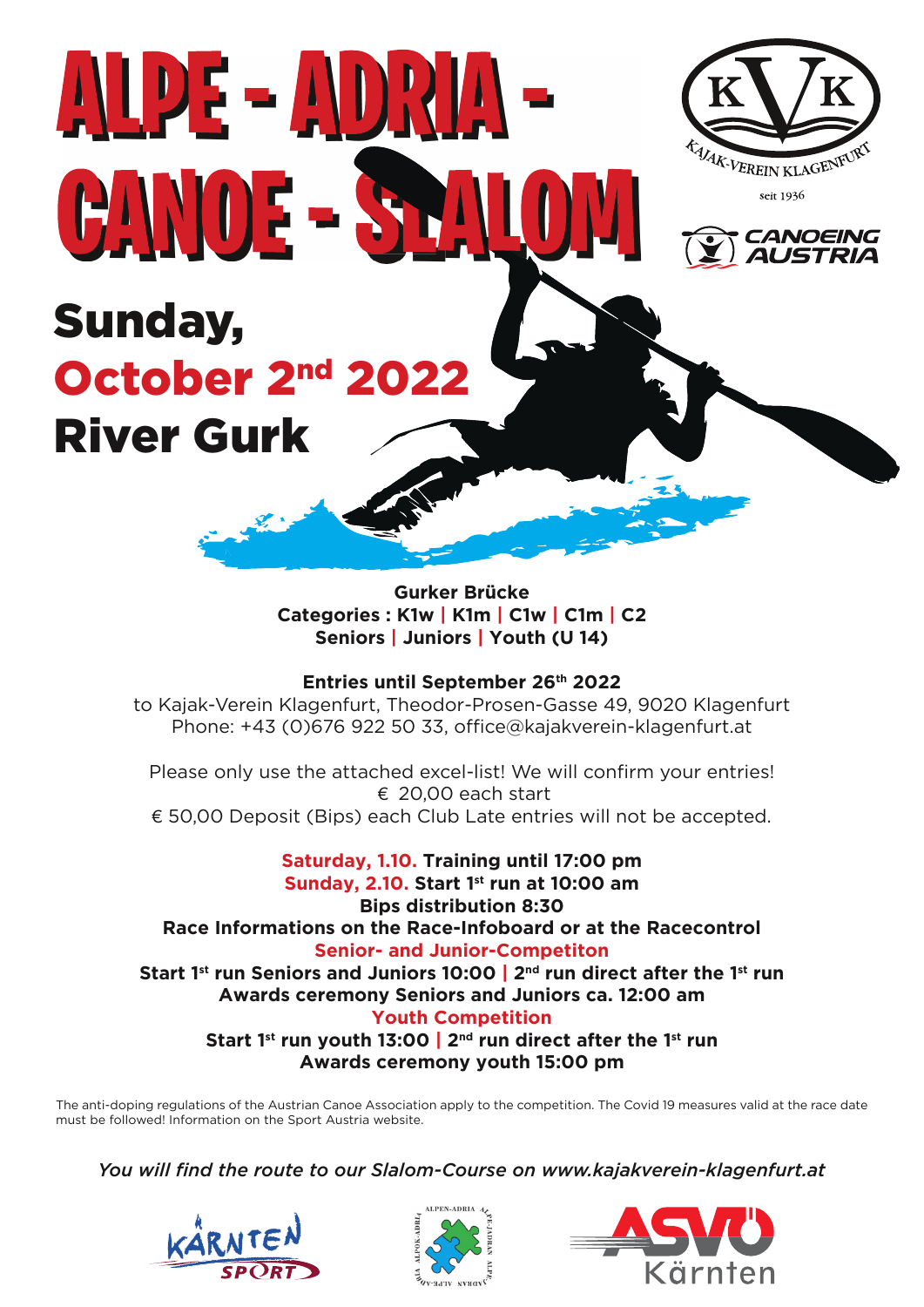# ALPE - ADRIA - CANOE - SLALOM

KAJAK-VEREIN KLAGENFURT

seit 1936

CANOEING AUSTRIA

## Sunday,
## October 2nd 2022
## River Gurk

**Gurker Brücke**
**Categories : K1w | K1m | C1w | C1m | C2**
**Seniors | Juniors | Youth (U 14)**

**Entries until September 26th 2022**
to Kajak-Verein Klagenfurt, Theodor-Prosen-Gasse 49, 9020 Klagenfurt
Phone: +43 (0)676 922 50 33, office@kajakverein-klagenfurt.at

Please only use the attached excel-list! We will confirm your entries!
€ 20,00 each start
€ 50,00 Deposit (Bips) each Club Late entries will not be accepted.

**Saturday, 1.10. Training until 17:00 pm**
**Sunday, 2.10. Start 1st run at 10:00 am**
**Bips distribution 8:30**
**Race Informations on the Race-Infoboard or at the Racecontrol**
**Senior- and Junior-Competiton**
**Start 1st run Seniors and Juniors 10:00 | 2nd run direct after the 1st run**
**Awards ceremony Seniors and Juniors ca. 12:00 am**
**Youth Competition**
**Start 1st run youth 13:00 | 2nd run direct after the 1st run**
**Awards ceremony youth 15:00 pm**

The anti-doping regulations of the Austrian Canoe Association apply to the competition. The Covid 19 measures valid at the race date must be followed! Information on the Sport Austria website.

*You will find the route to our Slalom-Course on www.kajakverein-klagenfurt.at*

KÄRNTEN SPORT

ALPEN-ADRIA

ASVÖ Kärnten